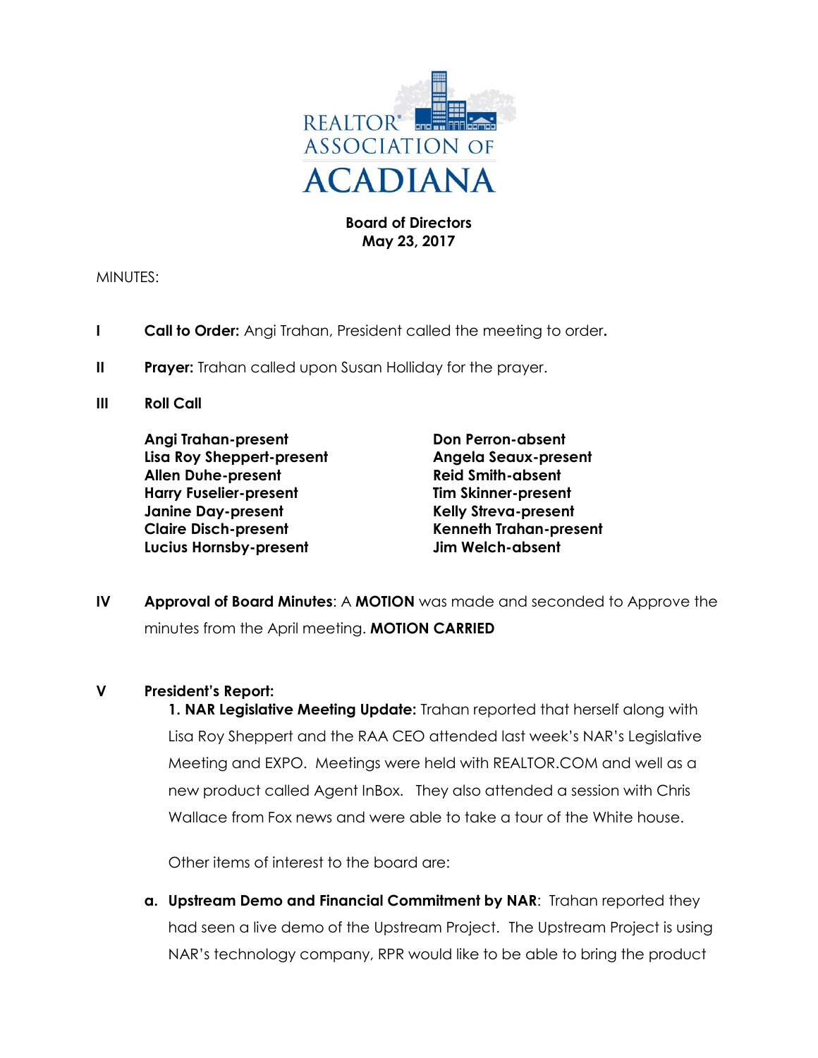REALTOR® ASSOCIATION OF ACADIANA

**Board of Directors**
**May 23, 2017**

MINUTES:

**I** **Call to Order:** Angi Trahan, President called the meeting to order**.**

**II** **Prayer:** Trahan called upon Susan Holliday for the prayer.

**III** **Roll Call**

**Angi Trahan-present**
**Lisa Roy Sheppert-present**
**Allen Duhe-present**
**Harry Fuselier-present**
**Janine Day-present**
**Claire Disch-present**
**Lucius Hornsby-present**
**Don Perron-absent**
**Angela Seaux-present**
**Reid Smith-absent**
**Tim Skinner-present**
**Kelly Streva-present**
**Kenneth Trahan-present**
**Jim Welch-absent**

**IV** **Approval of Board Minutes**: A **MOTION** was made and seconded to Approve the minutes from the April meeting. **MOTION CARRIED**

**V** **President's Report:**

**1. NAR Legislative Meeting Update:** Trahan reported that herself along with Lisa Roy Sheppert and the RAA CEO attended last week's NAR's Legislative Meeting and EXPO. Meetings were held with REALTOR.COM and well as a new product called Agent InBox. They also attended a session with Chris Wallace from Fox news and were able to take a tour of the White house.

Other items of interest to the board are:

**a. Upstream Demo and Financial Commitment by NAR**: Trahan reported they had seen a live demo of the Upstream Project. The Upstream Project is using NAR's technology company, RPR would like to be able to bring the product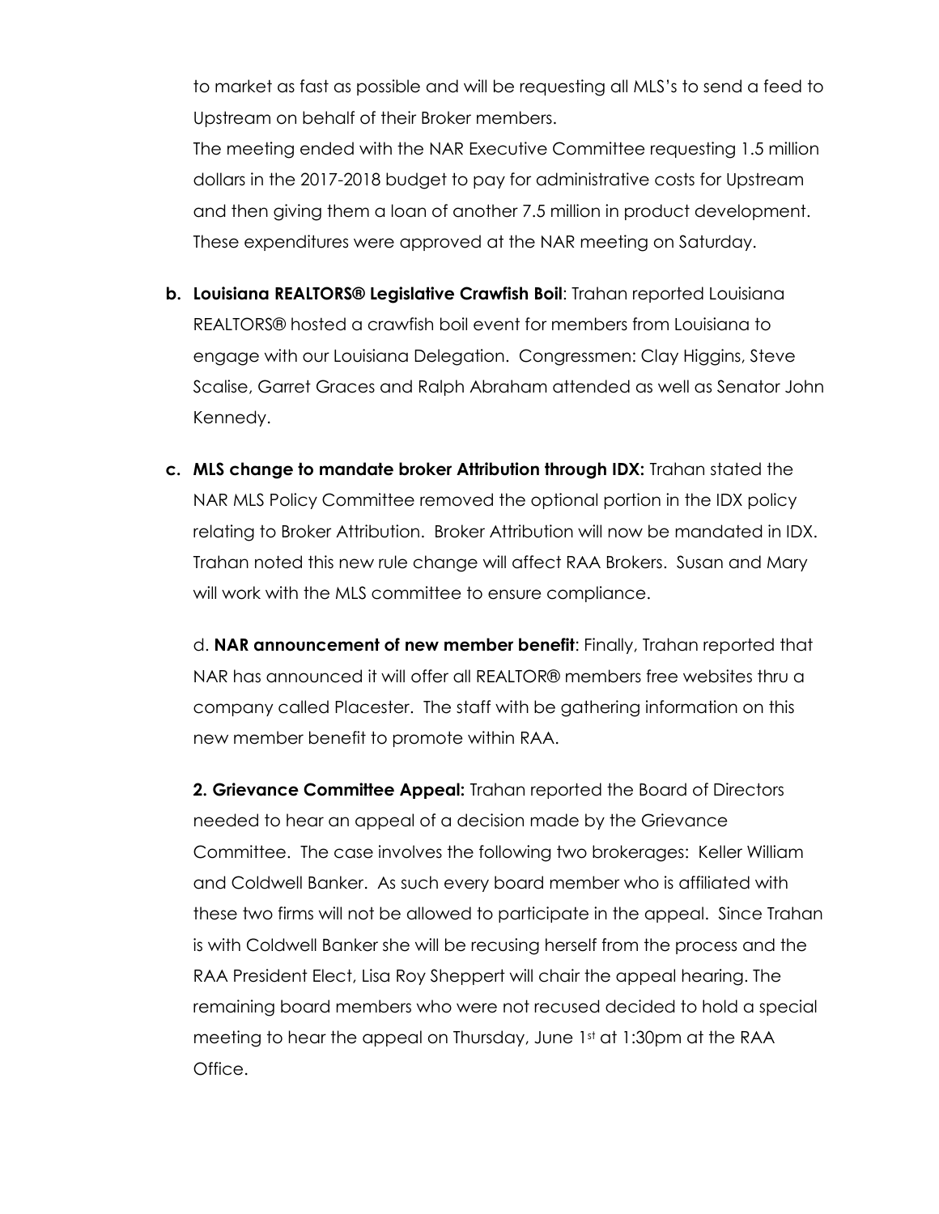to market as fast as possible and will be requesting all MLS's to send a feed to Upstream on behalf of their Broker members.

The meeting ended with the NAR Executive Committee requesting 1.5 million dollars in the 2017-2018 budget to pay for administrative costs for Upstream and then giving them a loan of another 7.5 million in product development. These expenditures were approved at the NAR meeting on Saturday.

b. **Louisiana REALTORS® Legislative Crawfish Boil**: Trahan reported Louisiana REALTORS® hosted a crawfish boil event for members from Louisiana to engage with our Louisiana Delegation. Congressmen: Clay Higgins, Steve Scalise, Garret Graces and Ralph Abraham attended as well as Senator John Kennedy.

c. **MLS change to mandate broker Attribution through IDX:** Trahan stated the NAR MLS Policy Committee removed the optional portion in the IDX policy relating to Broker Attribution. Broker Attribution will now be mandated in IDX. Trahan noted this new rule change will affect RAA Brokers. Susan and Mary will work with the MLS committee to ensure compliance.

d. **NAR announcement of new member benefit**: Finally, Trahan reported that NAR has announced it will offer all REALTOR® members free websites thru a company called Placester. The staff with be gathering information on this new member benefit to promote within RAA.

**2. Grievance Committee Appeal:** Trahan reported the Board of Directors needed to hear an appeal of a decision made by the Grievance Committee. The case involves the following two brokerages: Keller William and Coldwell Banker. As such every board member who is affiliated with these two firms will not be allowed to participate in the appeal. Since Trahan is with Coldwell Banker she will be recusing herself from the process and the RAA President Elect, Lisa Roy Sheppert will chair the appeal hearing. The remaining board members who were not recused decided to hold a special meeting to hear the appeal on Thursday, June 1st at 1:30pm at the RAA Office.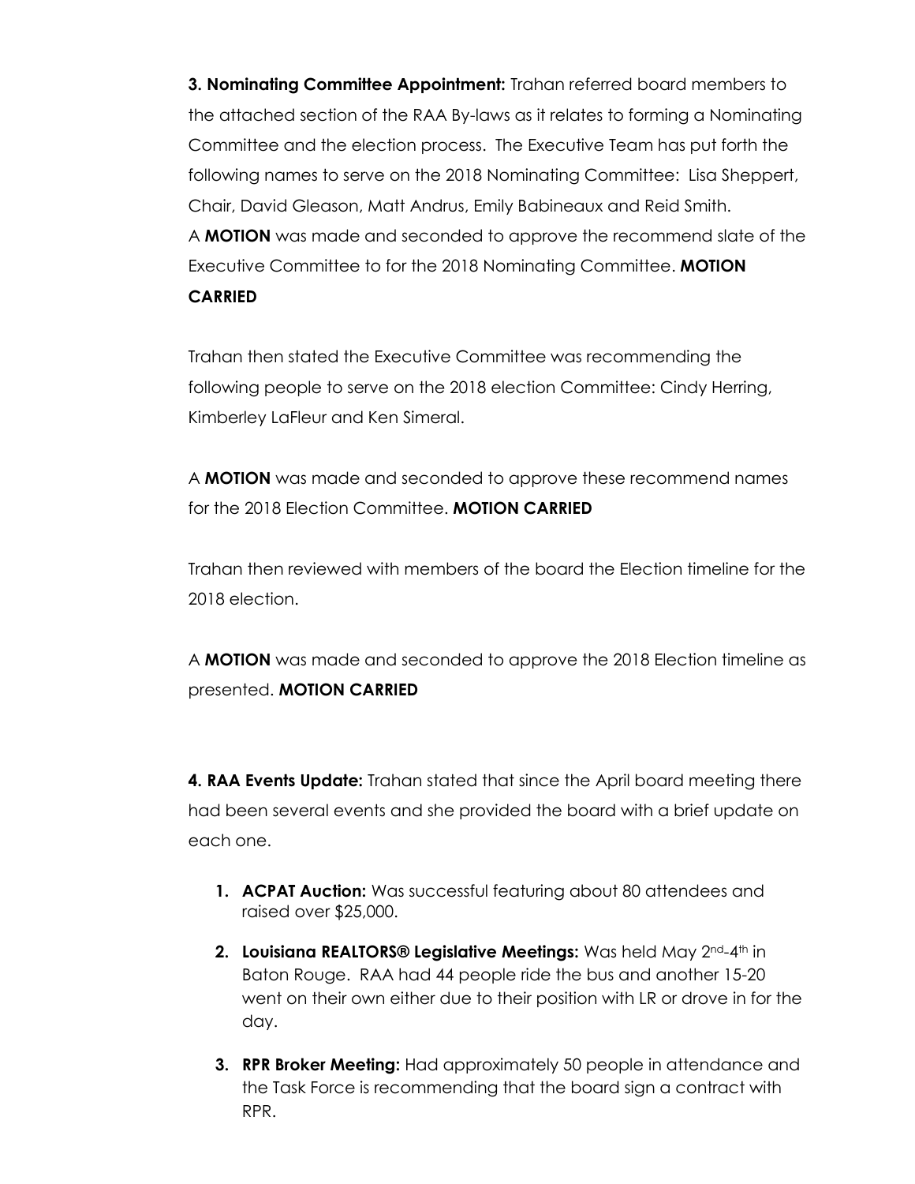**3. Nominating Committee Appointment:** Trahan referred board members to the attached section of the RAA By-laws as it relates to forming a Nominating Committee and the election process. The Executive Team has put forth the following names to serve on the 2018 Nominating Committee: Lisa Sheppert, Chair, David Gleason, Matt Andrus, Emily Babineaux and Reid Smith.
A **MOTION** was made and seconded to approve the recommend slate of the Executive Committee to for the 2018 Nominating Committee. **MOTION CARRIED**

Trahan then stated the Executive Committee was recommending the following people to serve on the 2018 election Committee: Cindy Herring, Kimberley LaFleur and Ken Simeral.

A **MOTION** was made and seconded to approve these recommend names for the 2018 Election Committee. **MOTION CARRIED**

Trahan then reviewed with members of the board the Election timeline for the 2018 election.

A **MOTION** was made and seconded to approve the 2018 Election timeline as presented. **MOTION CARRIED**

**4. RAA Events Update:** Trahan stated that since the April board meeting there had been several events and she provided the board with a brief update on each one.

1. **ACPAT Auction:** Was successful featuring about 80 attendees and raised over $25,000.
2. **Louisiana REALTORS® Legislative Meetings:** Was held May 2nd-4th in Baton Rouge. RAA had 44 people ride the bus and another 15-20 went on their own either due to their position with LR or drove in for the day.
3. **RPR Broker Meeting:** Had approximately 50 people in attendance and the Task Force is recommending that the board sign a contract with RPR.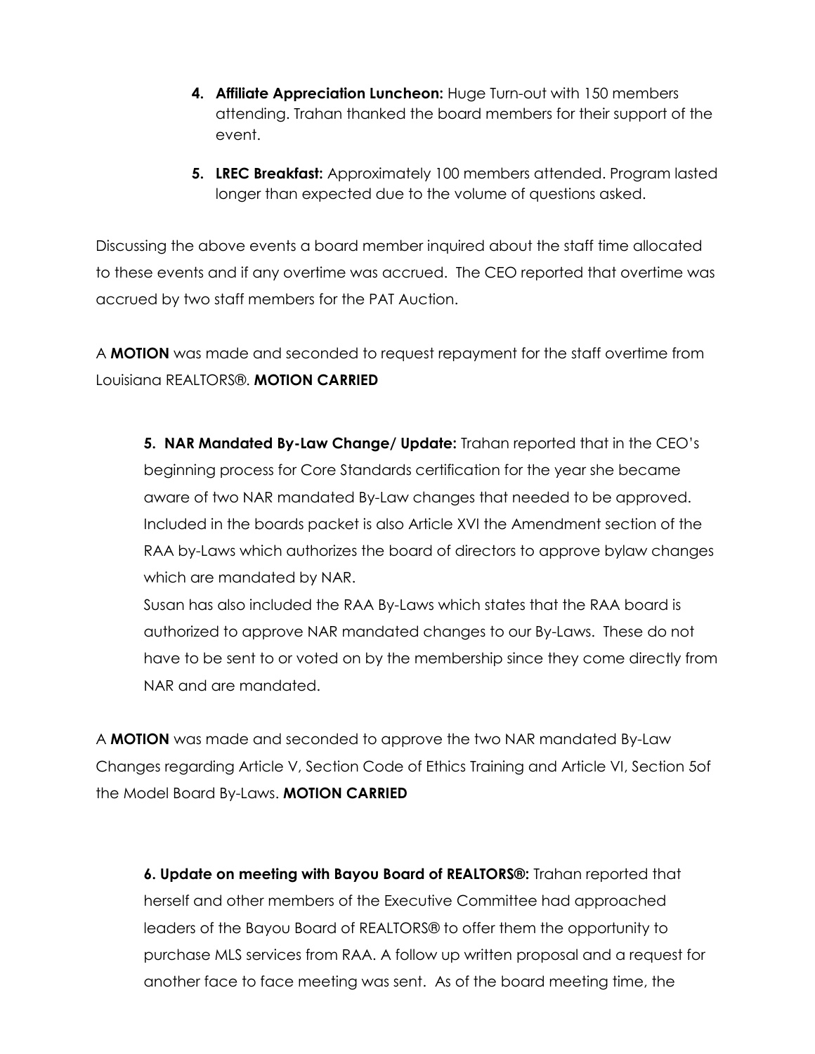4. **Affiliate Appreciation Luncheon:** Huge Turn-out with 150 members attending. Trahan thanked the board members for their support of the event.

5. **LREC Breakfast:** Approximately 100 members attended. Program lasted longer than expected due to the volume of questions asked.

Discussing the above events a board member inquired about the staff time allocated to these events and if any overtime was accrued. The CEO reported that overtime was accrued by two staff members for the PAT Auction.

A **MOTION** was made and seconded to request repayment for the staff overtime from Louisiana REALTORS®. **MOTION CARRIED**

5. **NAR Mandated By-Law Change/ Update:** Trahan reported that in the CEO's beginning process for Core Standards certification for the year she became aware of two NAR mandated By-Law changes that needed to be approved. Included in the boards packet is also Article XVI the Amendment section of the RAA by-Laws which authorizes the board of directors to approve bylaw changes which are mandated by NAR.
   Susan has also included the RAA By-Laws which states that the RAA board is authorized to approve NAR mandated changes to our By-Laws. These do not have to be sent to or voted on by the membership since they come directly from NAR and are mandated.

A **MOTION** was made and seconded to approve the two NAR mandated By-Law Changes regarding Article V, Section Code of Ethics Training and Article VI, Section 5of the Model Board By-Laws. **MOTION CARRIED**

6. **Update on meeting with Bayou Board of REALTORS®:** Trahan reported that herself and other members of the Executive Committee had approached leaders of the Bayou Board of REALTORS® to offer them the opportunity to purchase MLS services from RAA. A follow up written proposal and a request for another face to face meeting was sent. As of the board meeting time, the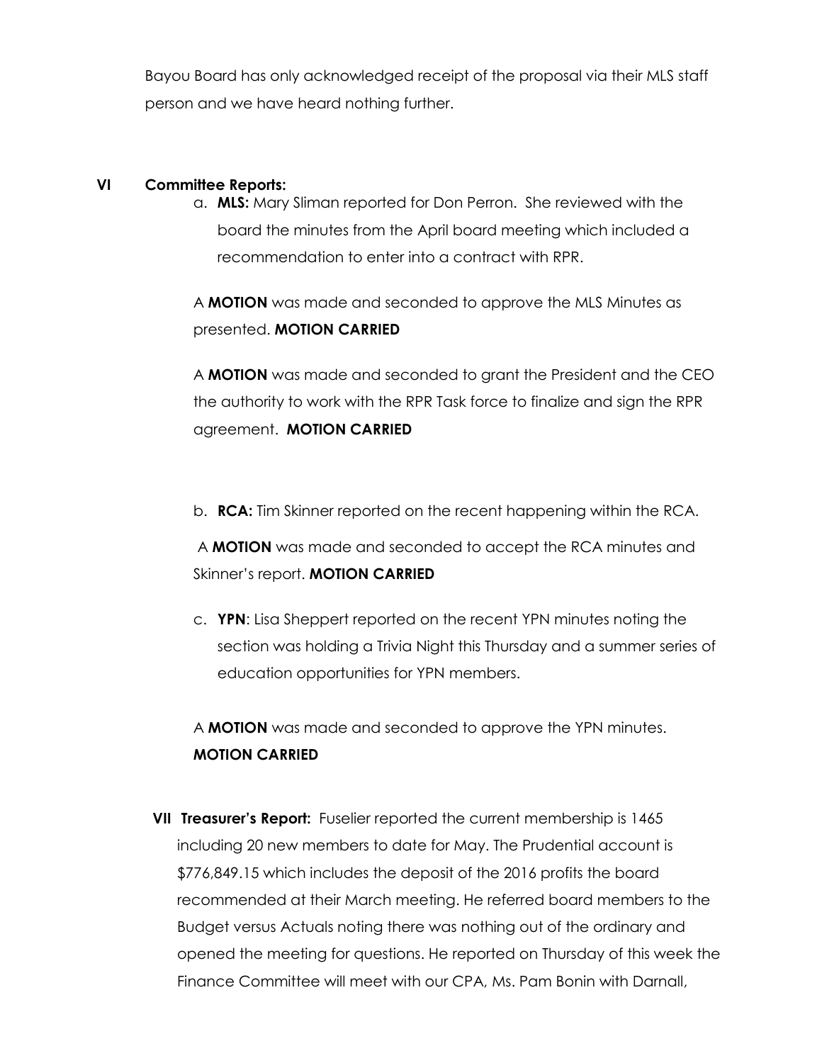Bayou Board has only acknowledged receipt of the proposal via their MLS staff person and we have heard nothing further.

**VI Committee Reports:**

a. **MLS:** Mary Sliman reported for Don Perron. She reviewed with the board the minutes from the April board meeting which included a recommendation to enter into a contract with RPR.

A **MOTION** was made and seconded to approve the MLS Minutes as presented. **MOTION CARRIED**

A **MOTION** was made and seconded to grant the President and the CEO the authority to work with the RPR Task force to finalize and sign the RPR agreement. **MOTION CARRIED**

b. **RCA:** Tim Skinner reported on the recent happening within the RCA.

A **MOTION** was made and seconded to accept the RCA minutes and Skinner's report. **MOTION CARRIED**

c. **YPN**: Lisa Sheppert reported on the recent YPN minutes noting the section was holding a Trivia Night this Thursday and a summer series of education opportunities for YPN members.

A **MOTION** was made and seconded to approve the YPN minutes. **MOTION CARRIED**

**VII Treasurer's Report:** Fuselier reported the current membership is 1465 including 20 new members to date for May. The Prudential account is $776,849.15 which includes the deposit of the 2016 profits the board recommended at their March meeting. He referred board members to the Budget versus Actuals noting there was nothing out of the ordinary and opened the meeting for questions. He reported on Thursday of this week the Finance Committee will meet with our CPA, Ms. Pam Bonin with Darnall,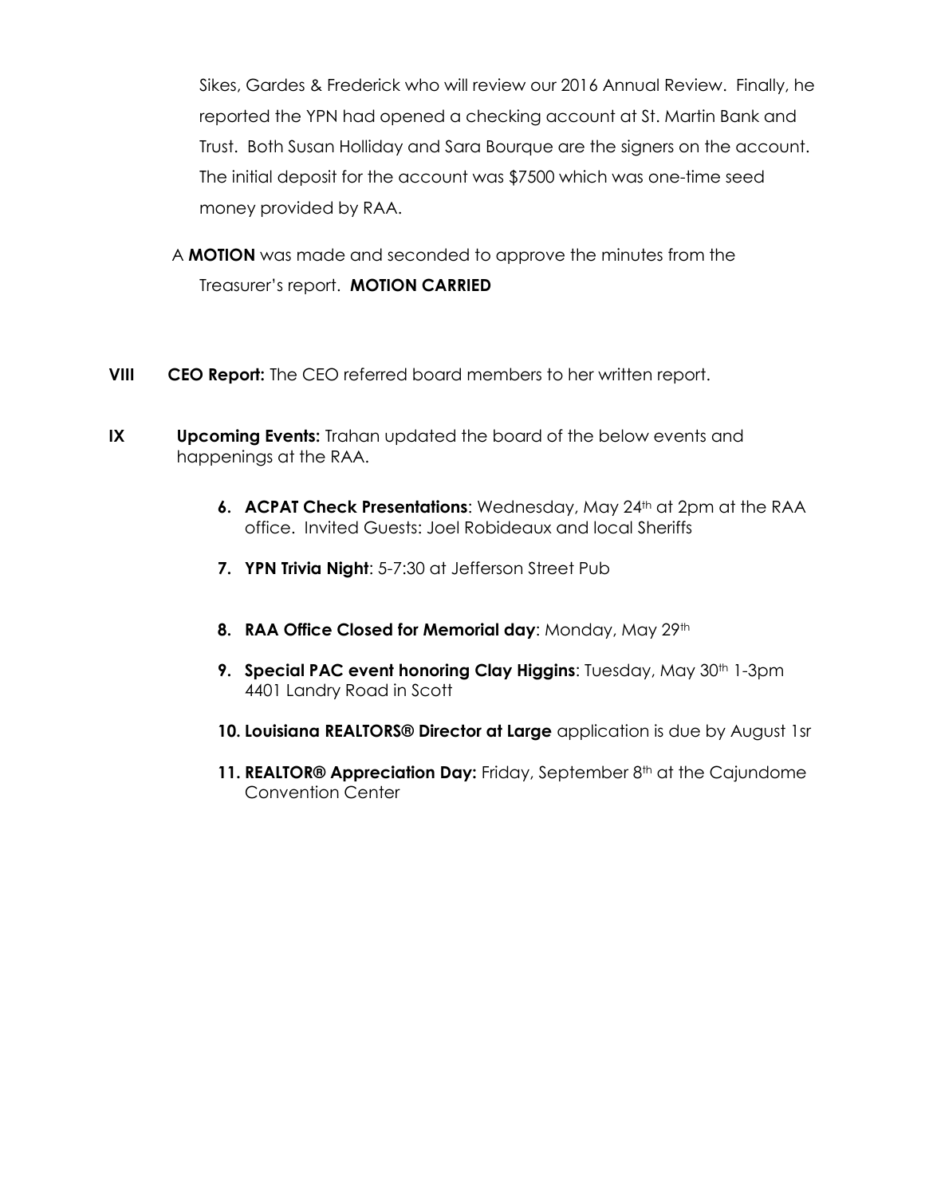Sikes, Gardes & Frederick who will review our 2016 Annual Review. Finally, he reported the YPN had opened a checking account at St. Martin Bank and Trust. Both Susan Holliday and Sara Bourque are the signers on the account. The initial deposit for the account was $7500 which was one-time seed money provided by RAA.

A **MOTION** was made and seconded to approve the minutes from the Treasurer's report. **MOTION CARRIED**

**VIII CEO Report:** The CEO referred board members to her written report.

**IX Upcoming Events:** Trahan updated the board of the below events and happenings at the RAA.

6. **ACPAT Check Presentations**: Wednesday, May 24th at 2pm at the RAA office. Invited Guests: Joel Robideaux and local Sheriffs
7. **YPN Trivia Night**: 5-7:30 at Jefferson Street Pub
8. **RAA Office Closed for Memorial day**: Monday, May 29th
9. **Special PAC event honoring Clay Higgins**: Tuesday, May 30th 1-3pm 4401 Landry Road in Scott
10. **Louisiana REALTORS® Director at Large** application is due by August 1sr
11. **REALTOR® Appreciation Day:** Friday, September 8th at the Cajundome Convention Center